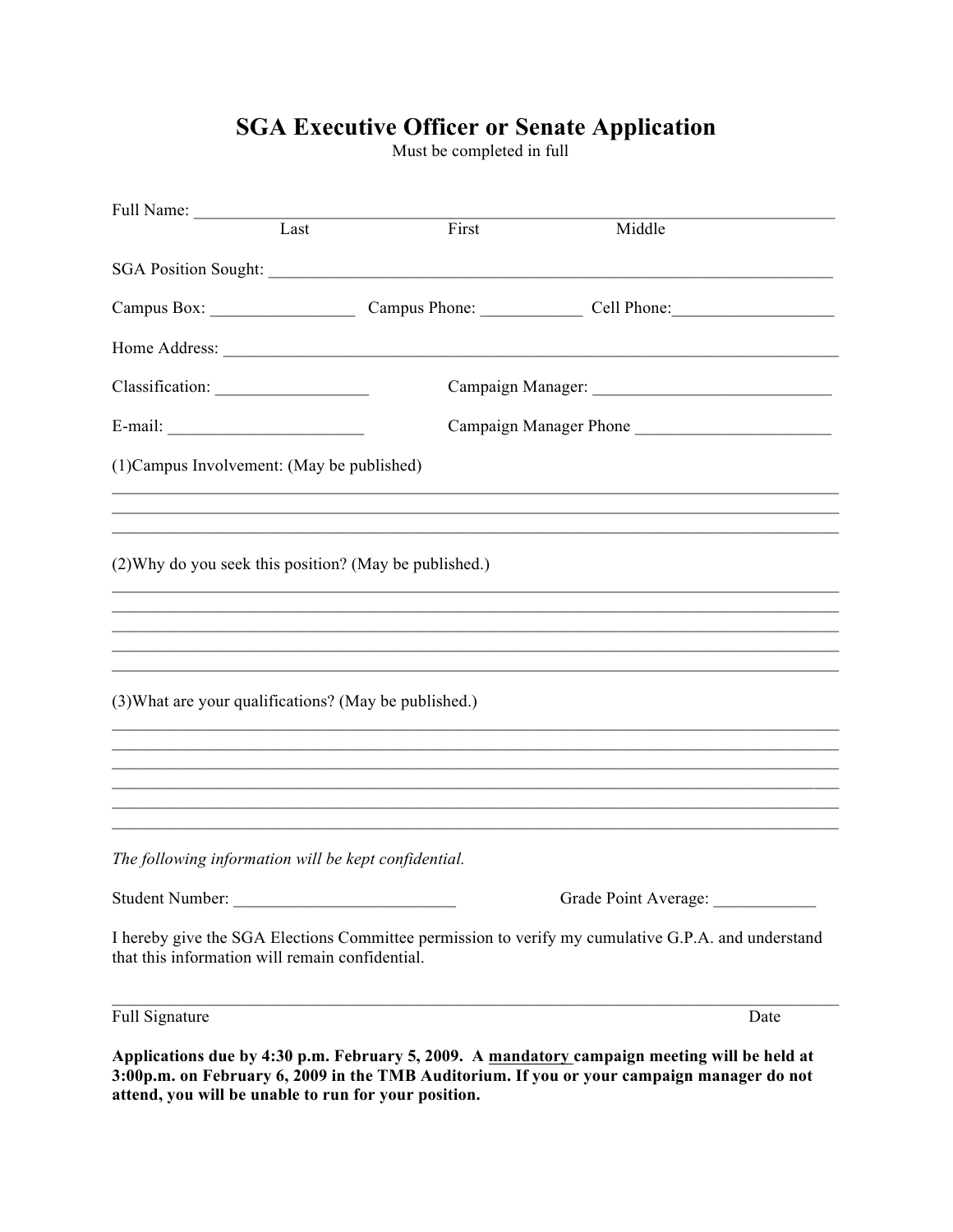# SGA Executive Officer or Senate Application

Must be completed in full

Full Name: ______________________________________________________________________________
Last First Middle

SGA Position Sought: ______________________________________________________________________

Campus Box: _________________ Campus Phone: ____________ Cell Phone:___________________

Home Address: ____________________________________________________________________________

Classification: __________________ Campaign Manager: _____________________________

E-mail: _______________________ Campaign Manager Phone _______________________

(1)Campus Involvement: (May be published)

________________________________________________________________________________________
________________________________________________________________________________________
________________________________________________________________________________________

(2)Why do you seek this position? (May be published.)

________________________________________________________________________________________
________________________________________________________________________________________
________________________________________________________________________________________
________________________________________________________________________________________
________________________________________________________________________________________

(3)What are your qualifications? (May be published.)

________________________________________________________________________________________
________________________________________________________________________________________
________________________________________________________________________________________
________________________________________________________________________________________
________________________________________________________________________________________
________________________________________________________________________________________

*The following information will be kept confidential.*

Student Number: ___________________________ Grade Point Average: ____________

I hereby give the SGA Elections Committee permission to verify my cumulative G.P.A. and understand that this information will remain confidential.

________________________________________________________________________________________
Full Signature Date

**Applications due by 4:30 p.m. February 5, 2009. A mandatory campaign meeting will be held at 3:00p.m. on February 6, 2009 in the TMB Auditorium. If you or your campaign manager do not attend, you will be unable to run for your position.**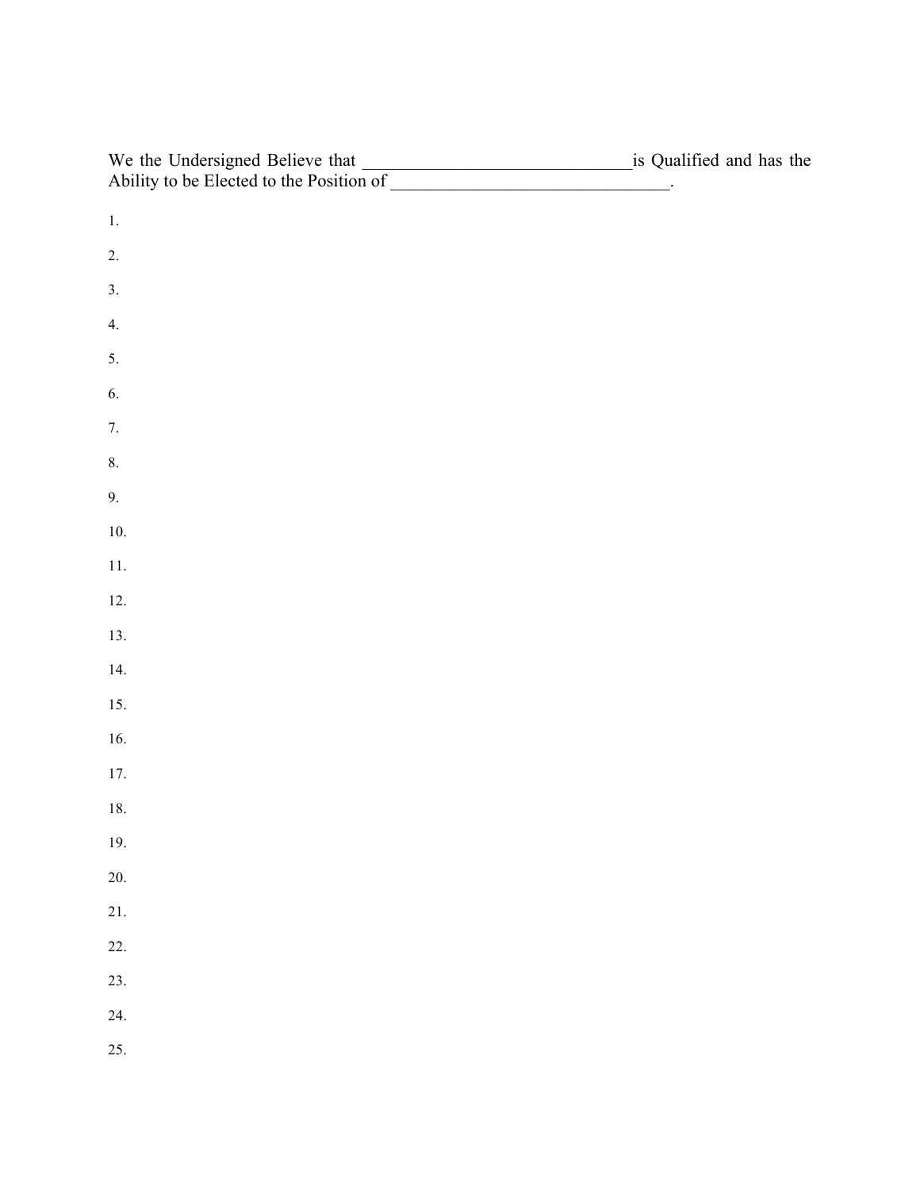We the Undersigned Believe that ______________________________is Qualified and has the Ability to be Elected to the Position of ______________________________.

1.

2.

3.

4.

5.

6.

7.

8.

9.

10.

11.

12.

13.

14.

15.

16.

17.

18.

19.

20.

21.

22.

23.

24.

25.